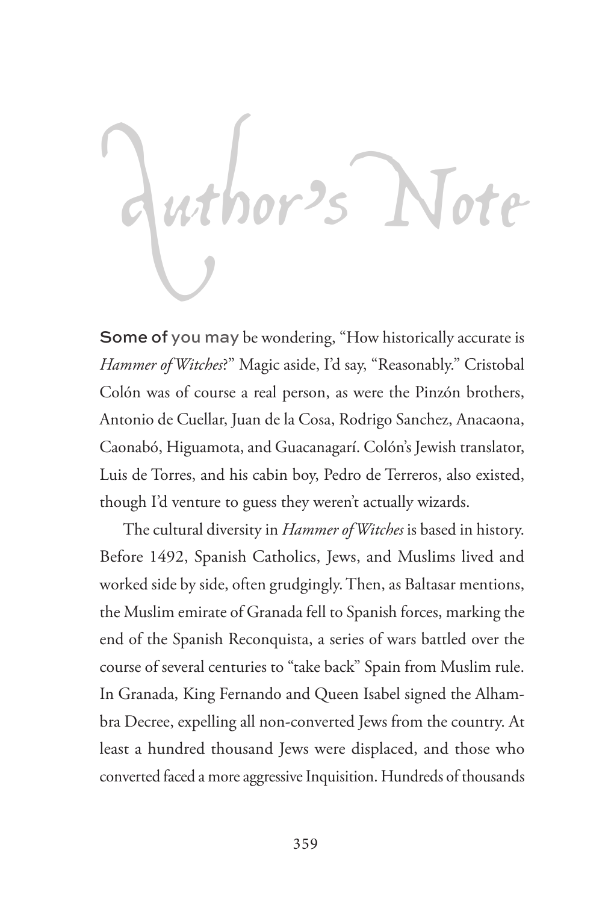# Author's Note

**Some of you may** be wondering, "How historically accurate is *Hammer of Witches*?" Magic aside, I'd say, "Reasonably." Cristobal Colón was of course a real person, as were the Pinzón brothers, Antonio de Cuellar, Juan de la Cosa, Rodrigo Sanchez, Anacaona, Caonabó, Higuamota, and Guacanagarí. Colón's Jewish translator, Luis de Torres, and his cabin boy, Pedro de Terreros, also existed, though I'd venture to guess they weren't actually wizards.

The cultural diversity in *Hammer of Witches* is based in history. Before 1492, Spanish Catholics, Jews, and Muslims lived and worked side by side, often grudgingly. Then, as Baltasar mentions, the Muslim emirate of Granada fell to Spanish forces, marking the end of the Spanish Reconquista, a series of wars battled over the course of several centuries to "take back" Spain from Muslim rule. In Granada, King Fernando and Queen Isabel signed the Alhambra Decree, expelling all non-converted Jews from the country. At least a hundred thousand Jews were displaced, and those who converted faced a more aggressive Inquisition. Hundreds of thousands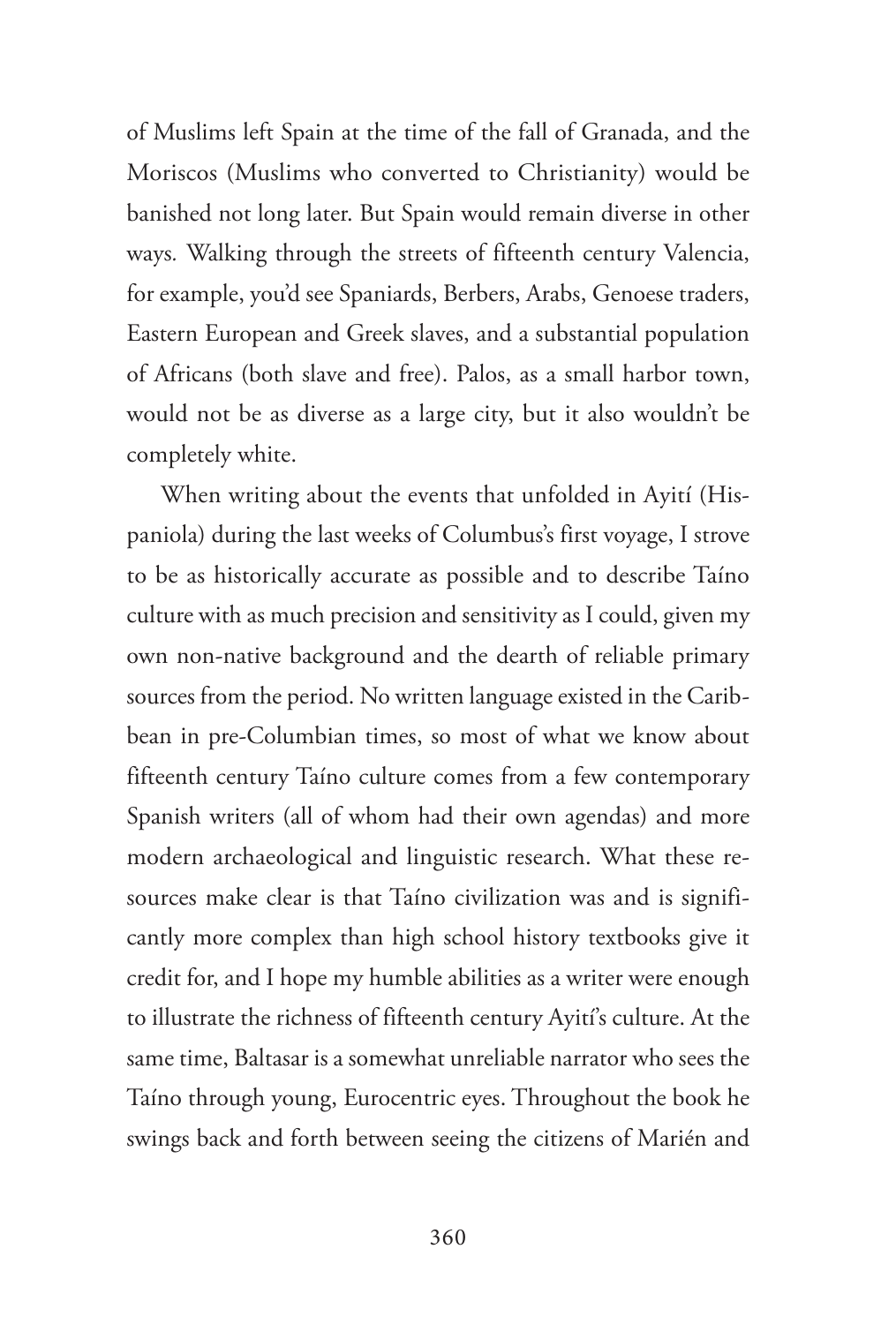of Muslims left Spain at the time of the fall of Granada, and the Moriscos (Muslims who converted to Christianity) would be banished not long later. But Spain would remain diverse in other ways. Walking through the streets of fifteenth century Valencia, for example, you'd see Spaniards, Berbers, Arabs, Genoese traders, Eastern European and Greek slaves, and a substantial population of Africans (both slave and free). Palos, as a small harbor town, would not be as diverse as a large city, but it also wouldn't be completely white.

When writing about the events that unfolded in Ayití (Hispaniola) during the last weeks of Columbus's first voyage, I strove to be as historically accurate as possible and to describe Taíno culture with as much precision and sensitivity as I could, given my own non-native background and the dearth of reliable primary sources from the period. No written language existed in the Caribbean in pre-Columbian times, so most of what we know about fifteenth century Taíno culture comes from a few contemporary Spanish writers (all of whom had their own agendas) and more modern archaeological and linguistic research. What these resources make clear is that Taíno civilization was and is significantly more complex than high school history textbooks give it credit for, and I hope my humble abilities as a writer were enough to illustrate the richness of fifteenth century Ayití's culture. At the same time, Baltasar is a somewhat unreliable narrator who sees the Taíno through young, Eurocentric eyes. Throughout the book he swings back and forth between seeing the citizens of Marién and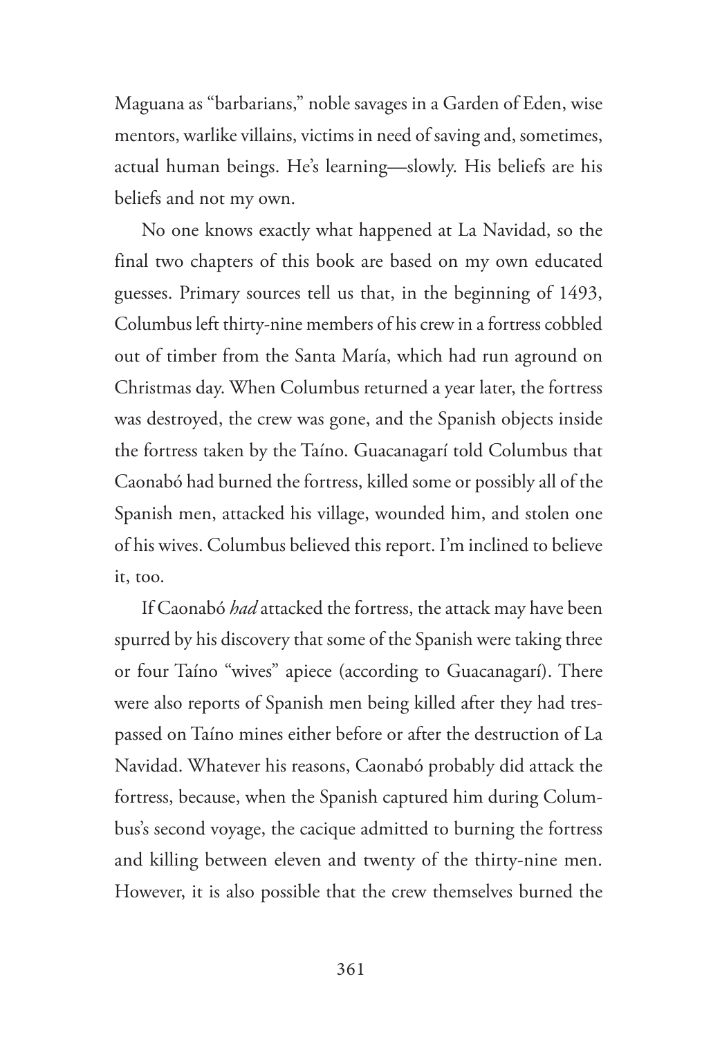Maguana as "barbarians," noble savages in a Garden of Eden, wise mentors, warlike villains, victims in need of saving and, sometimes, actual human beings. He's learning—slowly. His beliefs are his beliefs and not my own.

No one knows exactly what happened at La Navidad, so the final two chapters of this book are based on my own educated guesses. Primary sources tell us that, in the beginning of 1493, Columbus left thirty-nine members of his crew in a fortress cobbled out of timber from the Santa María, which had run aground on Christmas day. When Columbus returned a year later, the fortress was destroyed, the crew was gone, and the Spanish objects inside the fortress taken by the Taíno. Guacanagarí told Columbus that Caonabó had burned the fortress, killed some or possibly all of the Spanish men, attacked his village, wounded him, and stolen one of his wives. Columbus believed this report. I'm inclined to believe it, too.

If Caonabó *had* attacked the fortress, the attack may have been spurred by his discovery that some of the Spanish were taking three or four Taíno "wives" apiece (according to Guacanagarí). There were also reports of Spanish men being killed after they had trespassed on Taíno mines either before or after the destruction of La Navidad. Whatever his reasons, Caonabó probably did attack the fortress, because, when the Spanish captured him during Columbus's second voyage, the cacique admitted to burning the fortress and killing between eleven and twenty of the thirty-nine men. However, it is also possible that the crew themselves burned the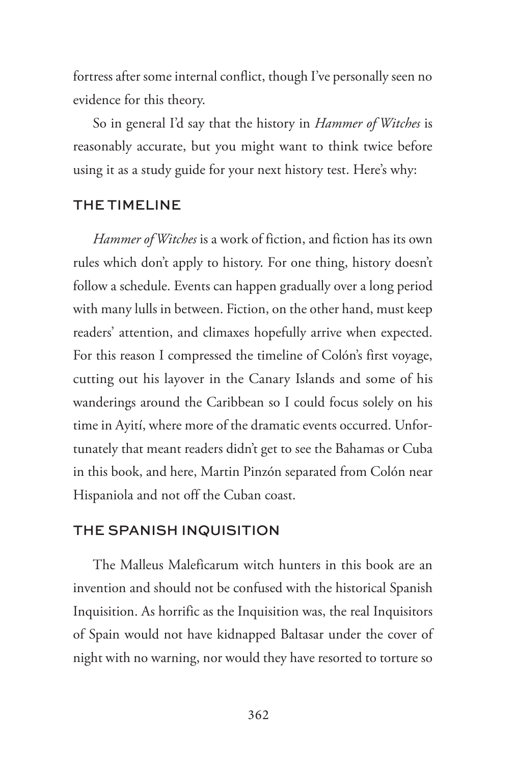fortress after some internal conflict, though I've personally seen no evidence for this theory.

So in general I'd say that the history in *Hammer of Witches* is reasonably accurate, but you might want to think twice before using it as a study guide for your next history test. Here's why:

## THE TIMELINE

*Hammer of Witches* is a work of fiction, and fiction has its own rules which don't apply to history. For one thing, history doesn't follow a schedule. Events can happen gradually over a long period with many lulls in between. Fiction, on the other hand, must keep readers' attention, and climaxes hopefully arrive when expected. For this reason I compressed the timeline of Colón's first voyage, cutting out his layover in the Canary Islands and some of his wanderings around the Caribbean so I could focus solely on his time in Ayití, where more of the dramatic events occurred. Unfortunately that meant readers didn't get to see the Bahamas or Cuba in this book, and here, Martin Pinzón separated from Colón near Hispaniola and not off the Cuban coast.

## THE SPANISH INQUISITION

The Malleus Maleficarum witch hunters in this book are an invention and should not be confused with the historical Spanish Inquisition. As horrific as the Inquisition was, the real Inquisitors of Spain would not have kidnapped Baltasar under the cover of night with no warning, nor would they have resorted to torture so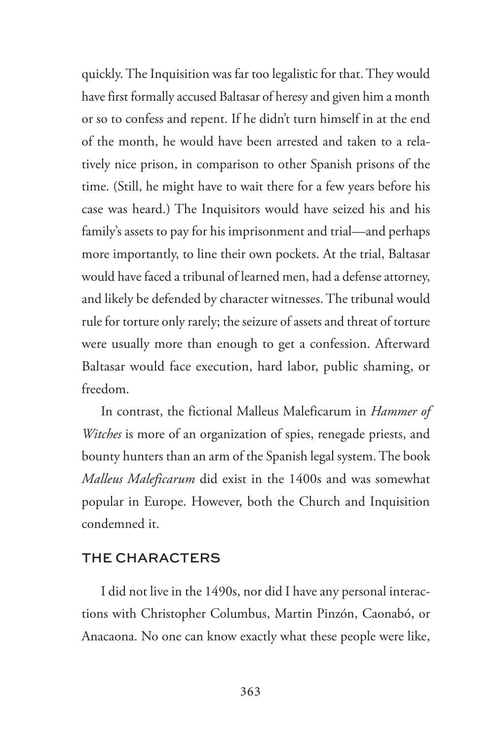quickly. The Inquisition was far too legalistic for that. They would have first formally accused Baltasar of heresy and given him a month or so to confess and repent. If he didn't turn himself in at the end of the month, he would have been arrested and taken to a relatively nice prison, in comparison to other Spanish prisons of the time. (Still, he might have to wait there for a few years before his case was heard.) The Inquisitors would have seized his and his family's assets to pay for his imprisonment and trial—and perhaps more importantly, to line their own pockets. At the trial, Baltasar would have faced a tribunal of learned men, had a defense attorney, and likely be defended by character witnesses. The tribunal would rule for torture only rarely; the seizure of assets and threat of torture were usually more than enough to get a confession. Afterward Baltasar would face execution, hard labor, public shaming, or freedom.

In contrast, the fictional Malleus Maleficarum in *Hammer of Witches* is more of an organization of spies, renegade priests, and bounty hunters than an arm of the Spanish legal system. The book *Malleus Maleficarum* did exist in the 1400s and was somewhat popular in Europe. However, both the Church and Inquisition condemned it.

## THE CHARACTERS

I did not live in the 1490s, nor did I have any personal interactions with Christopher Columbus, Martin Pinzón, Caonabó, or Anacaona. No one can know exactly what these people were like,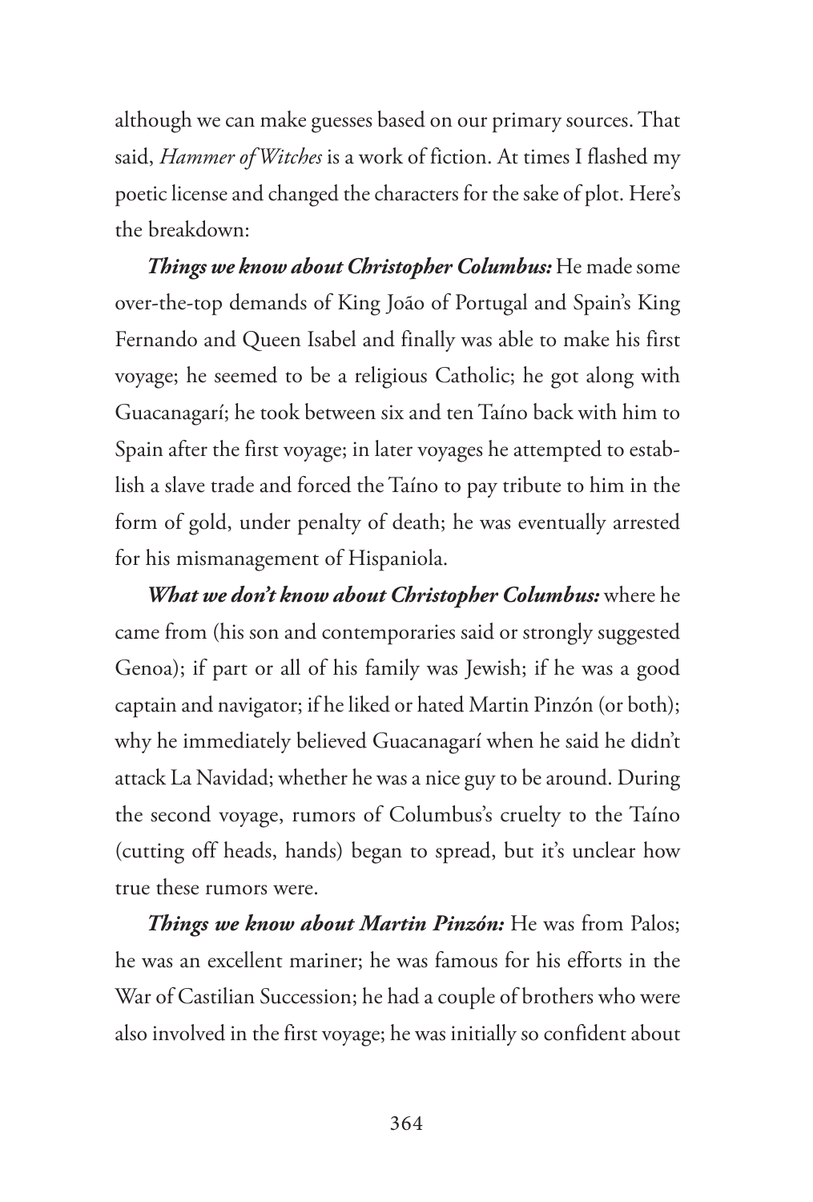although we can make guesses based on our primary sources. That said, *Hammer of Witches* is a work of fiction. At times I flashed my poetic license and changed the characters for the sake of plot. Here's the breakdown:

***Things we know about Christopher Columbus:*** He made some over-the-top demands of King João of Portugal and Spain's King Fernando and Queen Isabel and finally was able to make his first voyage; he seemed to be a religious Catholic; he got along with Guacanagarí; he took between six and ten Taíno back with him to Spain after the first voyage; in later voyages he attempted to establish a slave trade and forced the Taíno to pay tribute to him in the form of gold, under penalty of death; he was eventually arrested for his mismanagement of Hispaniola.

***What we don't know about Christopher Columbus:*** where he came from (his son and contemporaries said or strongly suggested Genoa); if part or all of his family was Jewish; if he was a good captain and navigator; if he liked or hated Martin Pinzón (or both); why he immediately believed Guacanagarí when he said he didn't attack La Navidad; whether he was a nice guy to be around. During the second voyage, rumors of Columbus's cruelty to the Taíno (cutting off heads, hands) began to spread, but it's unclear how true these rumors were.

***Things we know about Martin Pinzón:*** He was from Palos; he was an excellent mariner; he was famous for his efforts in the War of Castilian Succession; he had a couple of brothers who were also involved in the first voyage; he was initially so confident about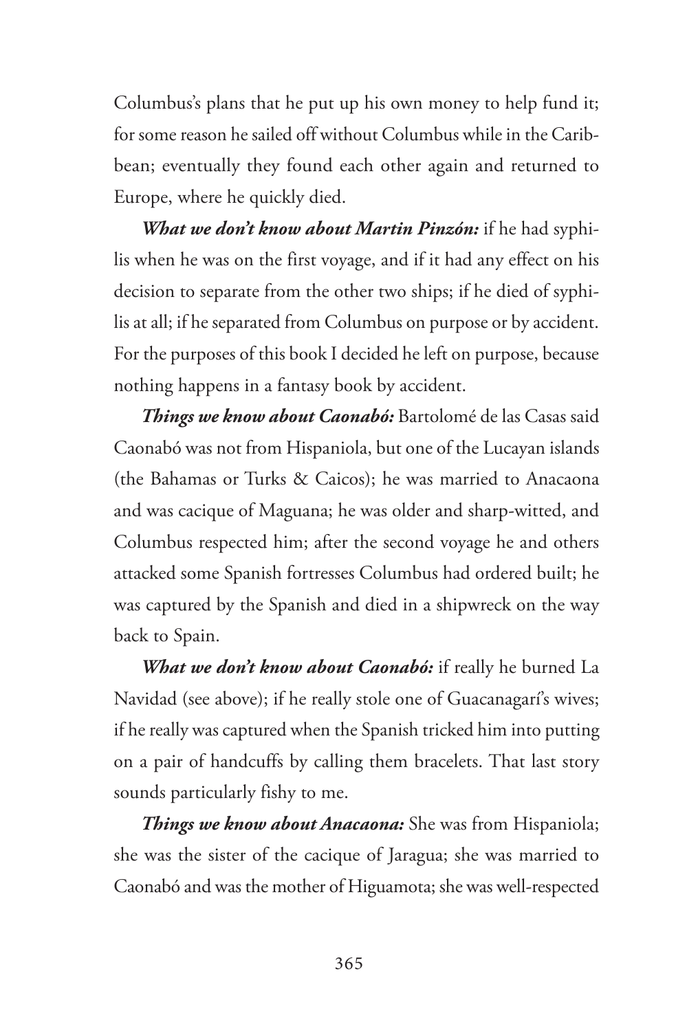Columbus's plans that he put up his own money to help fund it; for some reason he sailed off without Columbus while in the Caribbean; eventually they found each other again and returned to Europe, where he quickly died.

***What we don't know about Martin Pinzón:*** if he had syphilis when he was on the first voyage, and if it had any effect on his decision to separate from the other two ships; if he died of syphilis at all; if he separated from Columbus on purpose or by accident. For the purposes of this book I decided he left on purpose, because nothing happens in a fantasy book by accident.

***Things we know about Caonabó:*** Bartolomé de las Casas said Caonabó was not from Hispaniola, but one of the Lucayan islands (the Bahamas or Turks & Caicos); he was married to Anacaona and was cacique of Maguana; he was older and sharp-witted, and Columbus respected him; after the second voyage he and others attacked some Spanish fortresses Columbus had ordered built; he was captured by the Spanish and died in a shipwreck on the way back to Spain.

***What we don't know about Caonabó:*** if really he burned La Navidad (see above); if he really stole one of Guacanagarí's wives; if he really was captured when the Spanish tricked him into putting on a pair of handcuffs by calling them bracelets. That last story sounds particularly fishy to me.

***Things we know about Anacaona:*** She was from Hispaniola; she was the sister of the cacique of Jaragua; she was married to Caonabó and was the mother of Higuamota; she was well-respected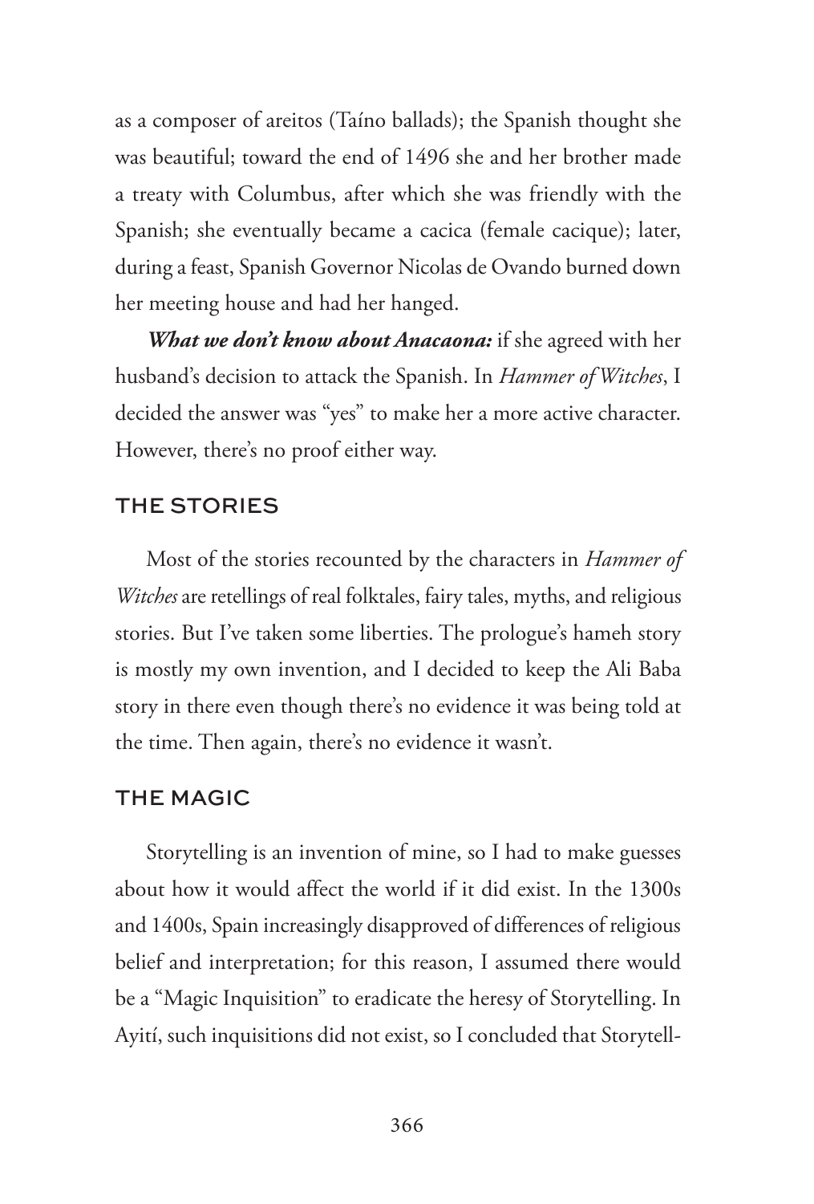as a composer of areitos (Taíno ballads); the Spanish thought she was beautiful; toward the end of 1496 she and her brother made a treaty with Columbus, after which she was friendly with the Spanish; she eventually became a cacica (female cacique); later, during a feast, Spanish Governor Nicolas de Ovando burned down her meeting house and had her hanged.

***What we don't know about Anacaona:*** if she agreed with her husband's decision to attack the Spanish. In *Hammer of Witches*, I decided the answer was "yes" to make her a more active character. However, there's no proof either way.

## THE STORIES

Most of the stories recounted by the characters in *Hammer of Witches* are retellings of real folktales, fairy tales, myths, and religious stories. But I've taken some liberties. The prologue's hameh story is mostly my own invention, and I decided to keep the Ali Baba story in there even though there's no evidence it was being told at the time. Then again, there's no evidence it wasn't.

## THE MAGIC

Storytelling is an invention of mine, so I had to make guesses about how it would affect the world if it did exist. In the 1300s and 1400s, Spain increasingly disapproved of differences of religious belief and interpretation; for this reason, I assumed there would be a "Magic Inquisition" to eradicate the heresy of Storytelling. In Ayití, such inquisitions did not exist, so I concluded that Storytell-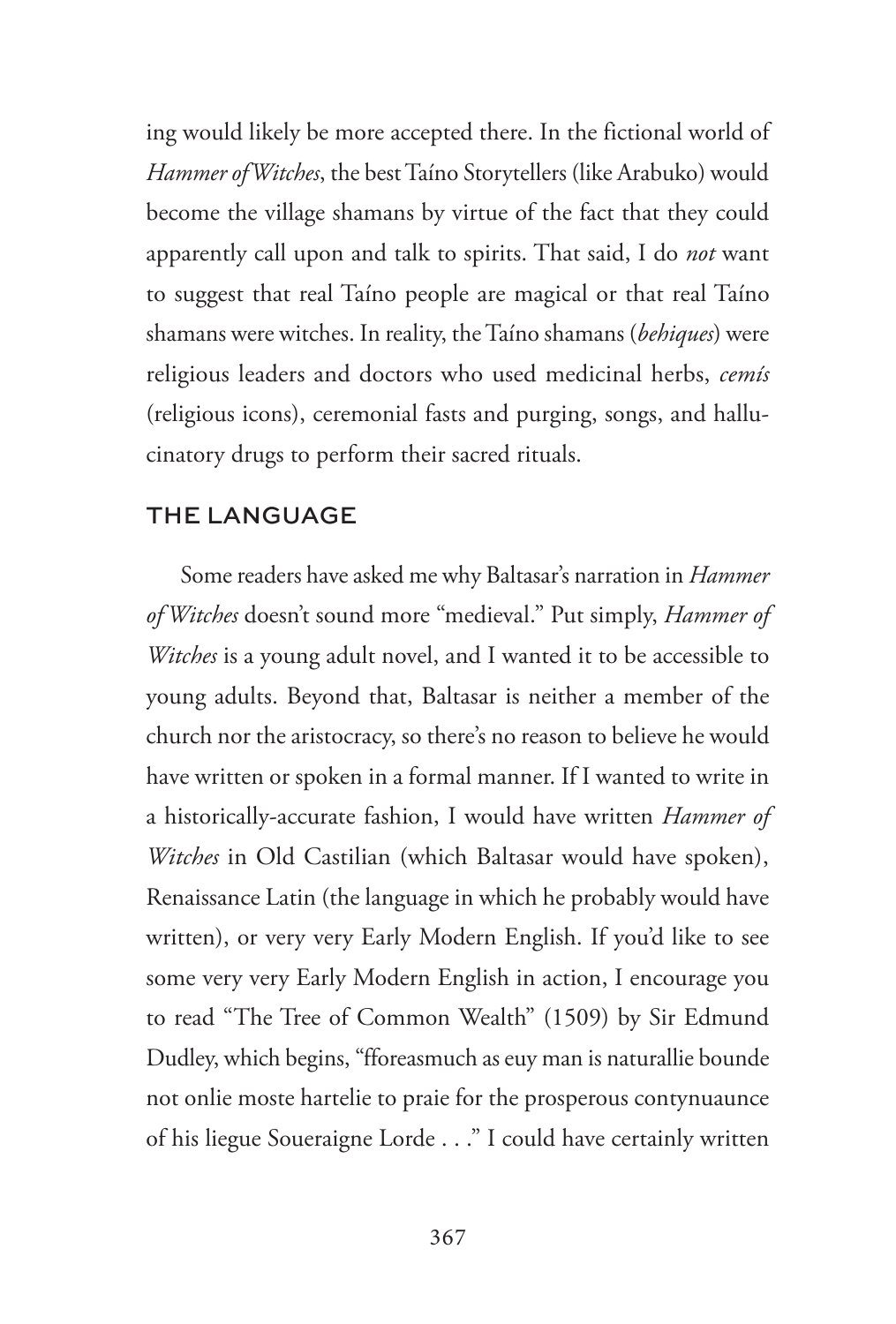ing would likely be more accepted there. In the fictional world of *Hammer of Witches*, the best Taíno Storytellers (like Arabuko) would become the village shamans by virtue of the fact that they could apparently call upon and talk to spirits. That said, I do *not* want to suggest that real Taíno people are magical or that real Taíno shamans were witches. In reality, the Taíno shamans (*behiques*) were religious leaders and doctors who used medicinal herbs, *cemís* (religious icons), ceremonial fasts and purging, songs, and hallucinatory drugs to perform their sacred rituals.

## THE LANGUAGE

Some readers have asked me why Baltasar's narration in *Hammer of Witches* doesn't sound more "medieval." Put simply, *Hammer of Witches* is a young adult novel, and I wanted it to be accessible to young adults. Beyond that, Baltasar is neither a member of the church nor the aristocracy, so there's no reason to believe he would have written or spoken in a formal manner. If I wanted to write in a historically-accurate fashion, I would have written *Hammer of Witches* in Old Castilian (which Baltasar would have spoken), Renaissance Latin (the language in which he probably would have written), or very very Early Modern English. If you'd like to see some very very Early Modern English in action, I encourage you to read "The Tree of Common Wealth" (1509) by Sir Edmund Dudley, which begins, "fforeasmuch as euy man is naturallie bounde not onlie moste hartelie to praie for the prosperous contynuaunce of his liegue Soueraigne Lorde . . ." I could have certainly written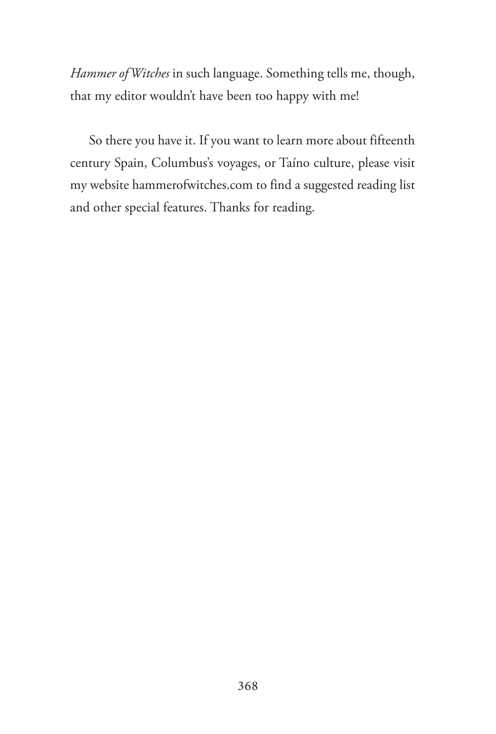*Hammer of Witches* in such language. Something tells me, though, that my editor wouldn't have been too happy with me!

So there you have it. If you want to learn more about fifteenth century Spain, Columbus's voyages, or Taíno culture, please visit my website hammerofwitches.com to find a suggested reading list and other special features. Thanks for reading.